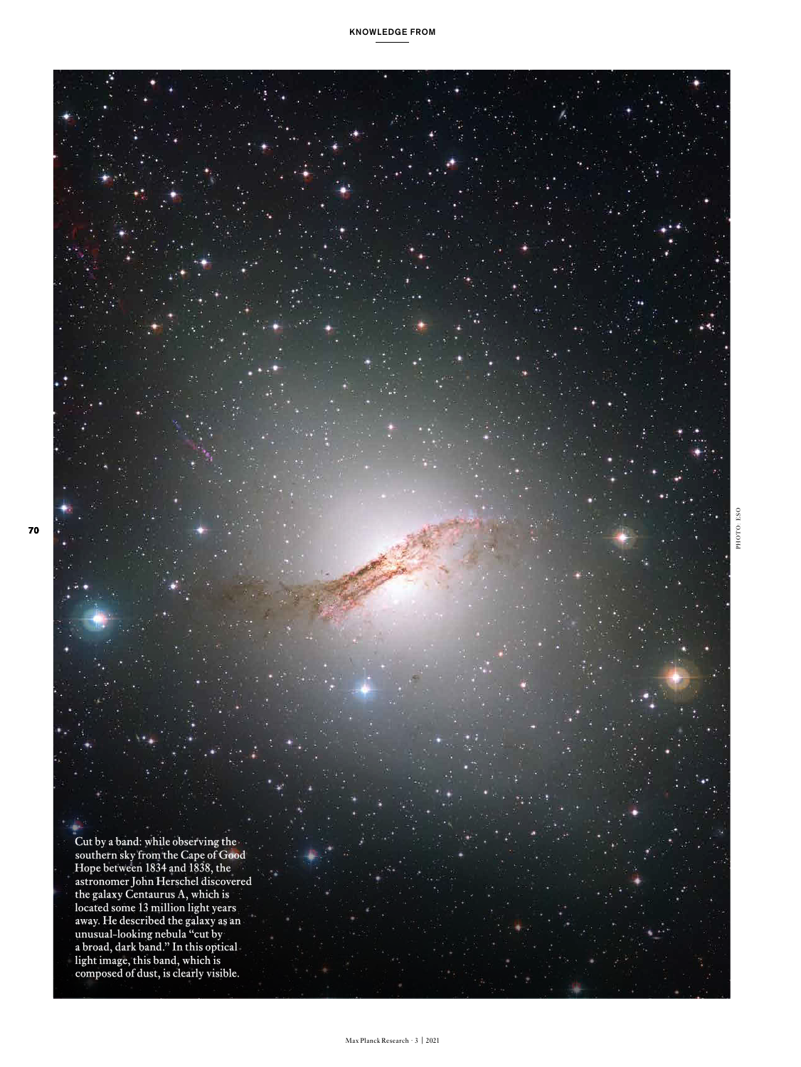Cut by a band: while observing the southern sky from the Cape of Good Hope between 1834 and 1838, the astronomer John Herschel discovered the galaxy Centaurus A, which is located some 13 million light years away. He described the galaxy as an unusual-looking nebula "cut by a broad, dark band." In this optical light image, this band, which is composed of dust, is clearly visible.

PHOTO: ESO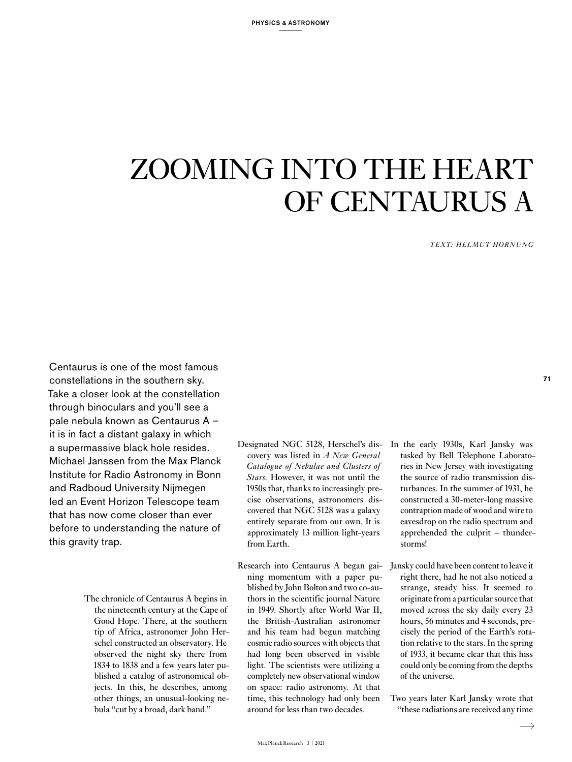# ZOOMING INTO THE HEART OF CENTAURUS A

*TEXT: HELMUT HORNUNG*

Centaurus is one of the most famous constellations in the southern sky. Take a closer look at the constellation through binoculars and you'll see a pale nebula known as Centaurus A – it is in fact a distant galaxy in which a supermassive black hole resides. Michael Janssen from the Max Planck Institute for Radio Astronomy in Bonn and Radboud University Nijmegen led an Event Horizon Telescope team that has now come closer than ever before to understanding the nature of this gravity trap.

The chronicle of Centaurus A begins in the nineteenth century at the Cape of Good Hope. There, at the southern tip of Africa, astronomer John Herschel constructed an observatory. He observed the night sky there from 1834 to 1838 and a few years later published a catalog of astronomical objects. In this, he describes, among other things, an unusual-looking nebula "cut by a broad, dark band."

Designated NGC 5128, Herschel's discovery was listed in *A New General Catalogue of Nebulae and Clusters of Stars*. However, it was not until the 1950s that, thanks to increasingly precise observations, astronomers discovered that NGC 5128 was a galaxy entirely separate from our own. It is approximately 13 million light-years from Earth.

Research into Centaurus A began gaining momentum with a paper published by John Bolton and two co-authors in the scientific journal Nature in 1949. Shortly after World War II, the British-Australian astronomer and his team had begun matching cosmic radio sources with objects that had long been observed in visible light. The scientists were utilizing a completely new observational window on space: radio astronomy. At that time, this technology had only been around for less than two decades.

In the early 1930s, Karl Jansky was tasked by Bell Telephone Laboratories in New Jersey with investigating the source of radio transmission disturbances. In the summer of 1931, he constructed a 30-meter-long massive contraption made of wood and wire to eavesdrop on the radio spectrum and apprehended the culprit – thunderstorms!

Jansky could have been content to leave it right there, had he not also noticed a strange, steady hiss. It seemed to originate from a particular source that moved across the sky daily every 23 hours, 56 minutes and 4 seconds, precisely the period of the Earth's rotation relative to the stars. In the spring of 1933, it became clear that this hiss could only be coming from the depths of the universe.

Two years later Karl Jansky wrote that "these radiations are received any time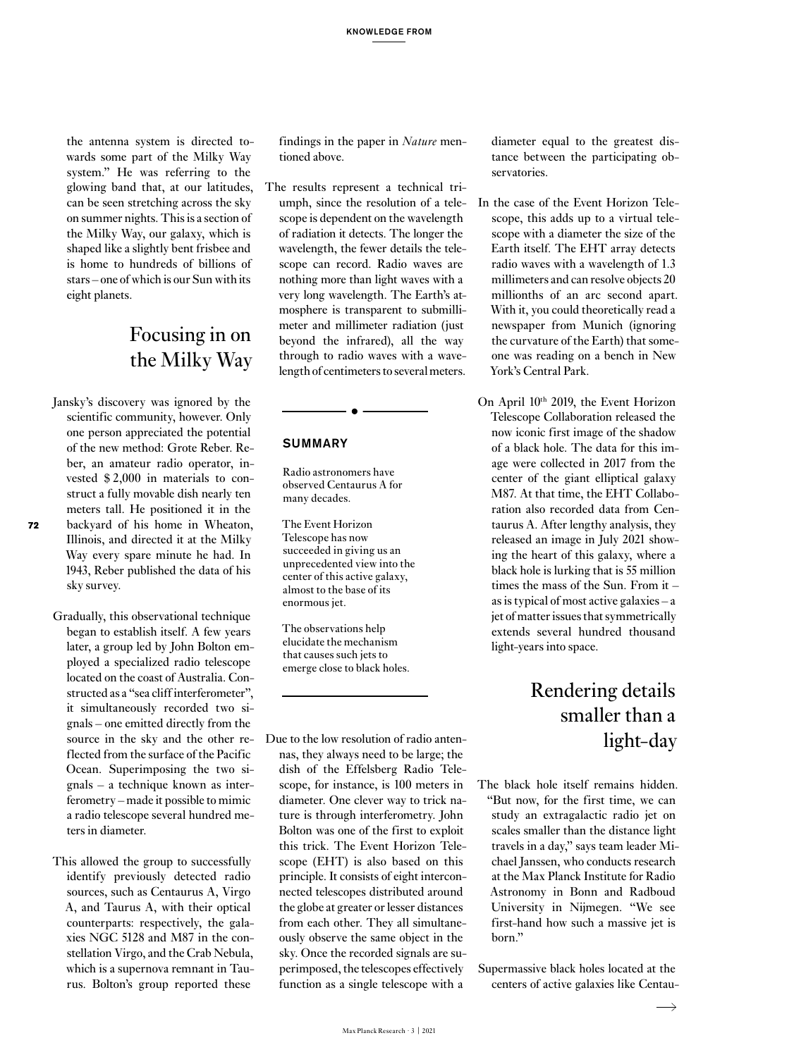the antenna system is directed towards some part of the Milky Way system." He was referring to the glowing band that, at our latitudes, can be seen stretching across the sky on summer nights. This is a section of the Milky Way, our galaxy, which is shaped like a slightly bent frisbee and is home to hundreds of billions of stars – one of which is our Sun with its eight planets.

## Focusing in on the Milky Way

Jansky's discovery was ignored by the scientific community, however. Only one person appreciated the potential of the new method: Grote Reber. Reber, an amateur radio operator, invested $ 2,000 in materials to construct a fully movable dish nearly ten meters tall. He positioned it in the backyard of his home in Wheaton, Illinois, and directed it at the Milky Way every spare minute he had. In 1943, Reber published the data of his sky survey.

Gradually, this observational technique began to establish itself. A few years later, a group led by John Bolton employed a specialized radio telescope located on the coast of Australia. Constructed as a "sea cliff interferometer", it simultaneously recorded two signals – one emitted directly from the source in the sky and the other reflected from the surface of the Pacific Ocean. Superimposing the two signals – a technique known as interferometry – made it possible to mimic a radio telescope several hundred meters in diameter.

This allowed the group to successfully identify previously detected radio sources, such as Centaurus A, Virgo A, and Taurus A, with their optical counterparts: respectively, the galaxies NGC 5128 and M87 in the constellation Virgo, and the Crab Nebula, which is a supernova remnant in Taurus. Bolton's group reported these findings in the paper in *Nature* mentioned above.

The results represent a technical triumph, since the resolution of a telescope is dependent on the wavelength of radiation it detects. The longer the wavelength, the fewer details the telescope can record. Radio waves are nothing more than light waves with a very long wavelength. The Earth's atmosphere is transparent to submillimeter and millimeter radiation (just beyond the infrared), all the way through to radio waves with a wavelength of centimeters to several meters.

**SUMMARY**

Radio astronomers have observed Centaurus A for many decades.

The Event Horizon Telescope has now succeeded in giving us an unprecedented view into the center of this active galaxy, almost to the base of its enormous jet.

The observations help elucidate the mechanism that causes such jets to emerge close to black holes.

Due to the low resolution of radio antennas, they always need to be large; the dish of the Effelsberg Radio Telescope, for instance, is 100 meters in diameter. One clever way to trick nature is through interferometry. John Bolton was one of the first to exploit this trick. The Event Horizon Telescope (EHT) is also based on this principle. It consists of eight interconnected telescopes distributed around the globe at greater or lesser distances from each other. They all simultaneously observe the same object in the sky. Once the recorded signals are superimposed, the telescopes effectively function as a single telescope with a diameter equal to the greatest distance between the participating observatories.

In the case of the Event Horizon Telescope, this adds up to a virtual telescope with a diameter the size of the Earth itself. The EHT array detects radio waves with a wavelength of 1.3 millimeters and can resolve objects 20 millionths of an arc second apart. With it, you could theoretically read a newspaper from Munich (ignoring the curvature of the Earth) that someone was reading on a bench in New York's Central Park.

On April 10th 2019, the Event Horizon Telescope Collaboration released the now iconic first image of the shadow of a black hole. The data for this image were collected in 2017 from the center of the giant elliptical galaxy M87. At that time, the EHT Collaboration also recorded data from Centaurus A. After lengthy analysis, they released an image in July 2021 showing the heart of this galaxy, where a black hole is lurking that is 55 million times the mass of the Sun. From it – as is typical of most active galaxies – a jet of matter issues that symmetrically extends several hundred thousand light-years into space.

## Rendering details smaller than a light-day

The black hole itself remains hidden. "But now, for the first time, we can study an extragalactic radio jet on scales smaller than the distance light travels in a day," says team leader Michael Janssen, who conducts research at the Max Planck Institute for Radio Astronomy in Bonn and Radboud University in Nijmegen. "We see first-hand how such a massive jet is born."

Supermassive black holes located at the centers of active galaxies like Centau-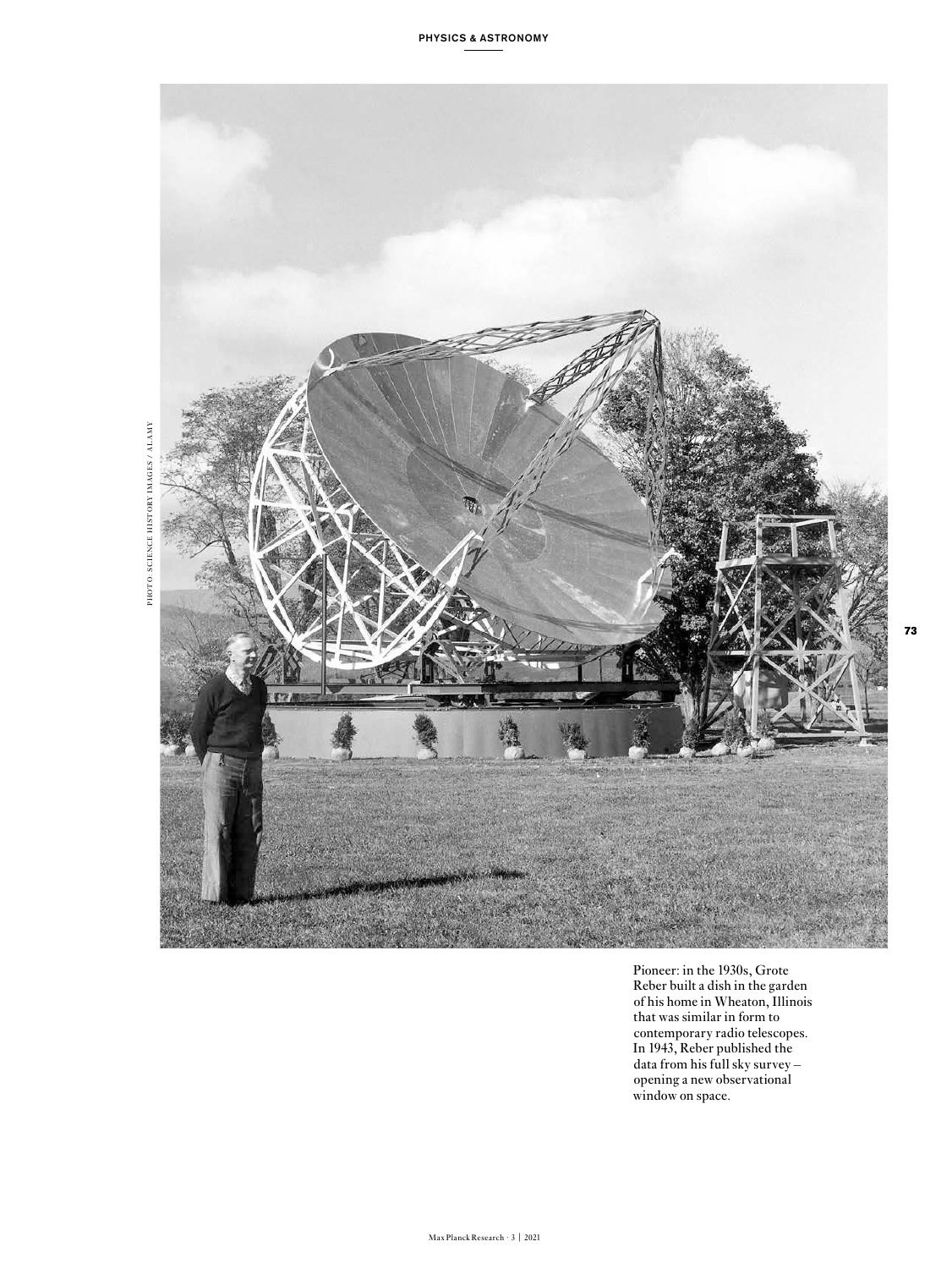Pioneer: in the 1930s, Grote Reber built a dish in the garden of his home in Wheaton, Illinois that was similar in form to contemporary radio telescopes. In 1943, Reber published the data from his full sky survey – opening a new observational window on space.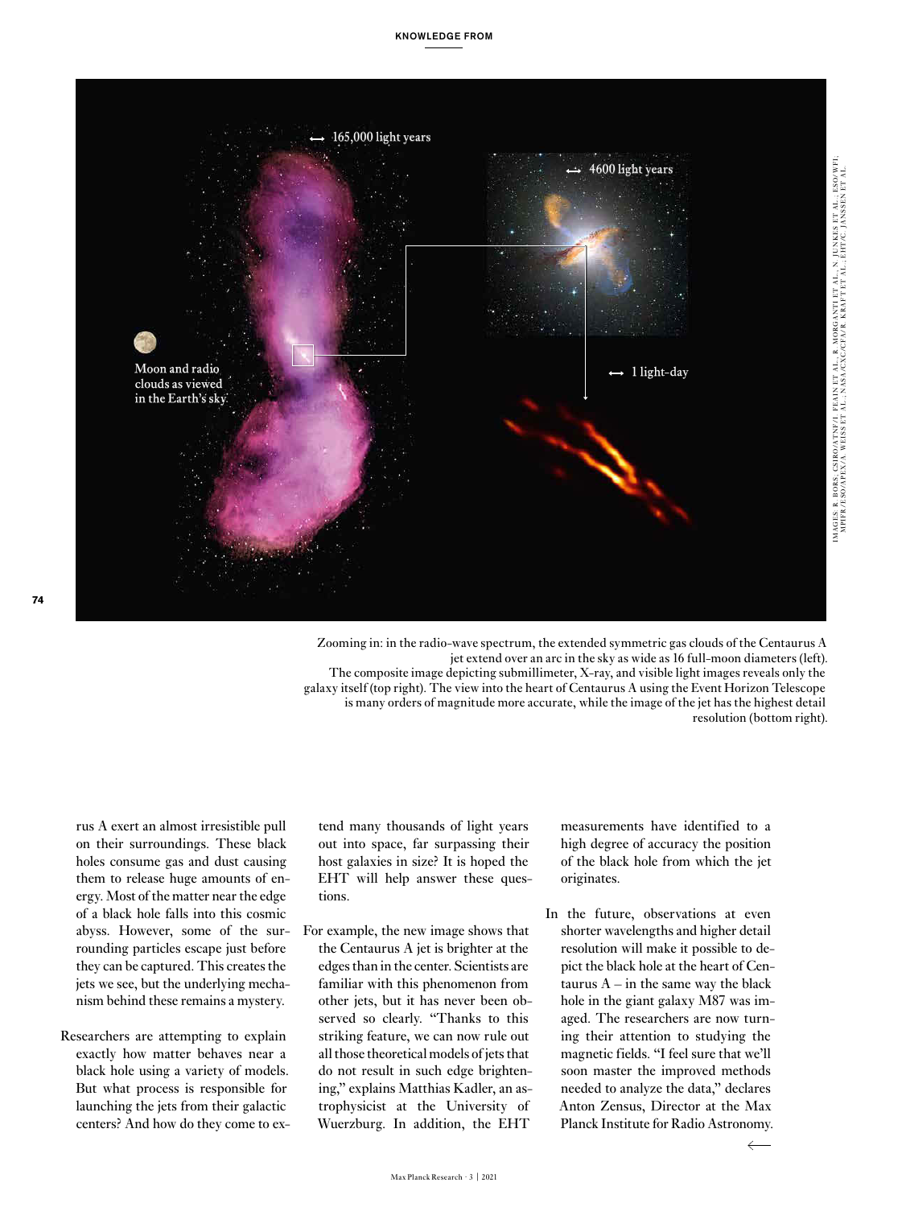Zooming in: in the radio-wave spectrum, the extended symmetric gas clouds of the Centaurus A jet extend over an arc in the sky as wide as 16 full-moon diameters (left). The composite image depicting submillimeter, X-ray, and visible light images reveals only the galaxy itself (top right). The view into the heart of Centaurus A using the Event Horizon Telescope is many orders of magnitude more accurate, while the image of the jet has the highest detail resolution (bottom right).

rus A exert an almost irresistible pull on their surroundings. These black holes consume gas and dust causing them to release huge amounts of energy. Most of the matter near the edge of a black hole falls into this cosmic abyss. However, some of the surrounding particles escape just before they can be captured. This creates the jets we see, but the underlying mechanism behind these remains a mystery.

Researchers are attempting to explain exactly how matter behaves near a black hole using a variety of models. But what process is responsible for launching the jets from their galactic centers? And how do they come to extend many thousands of light years out into space, far surpassing their host galaxies in size? It is hoped the EHT will help answer these questions.

For example, the new image shows that the Centaurus A jet is brighter at the edges than in the center. Scientists are familiar with this phenomenon from other jets, but it has never been observed so clearly. "Thanks to this striking feature, we can now rule out all those theoretical models of jets that do not result in such edge brightening," explains Matthias Kadler, an astrophysicist at the University of Wuerzburg. In addition, the EHT measurements have identified to a high degree of accuracy the position of the black hole from which the jet originates.

In the future, observations at even shorter wavelengths and higher detail resolution will make it possible to depict the black hole at the heart of Centaurus A – in the same way the black hole in the giant galaxy M87 was imaged. The researchers are now turning their attention to studying the magnetic fields. "I feel sure that we'll soon master the improved methods needed to analyze the data," declares Anton Zensus, Director at the Max Planck Institute for Radio Astronomy.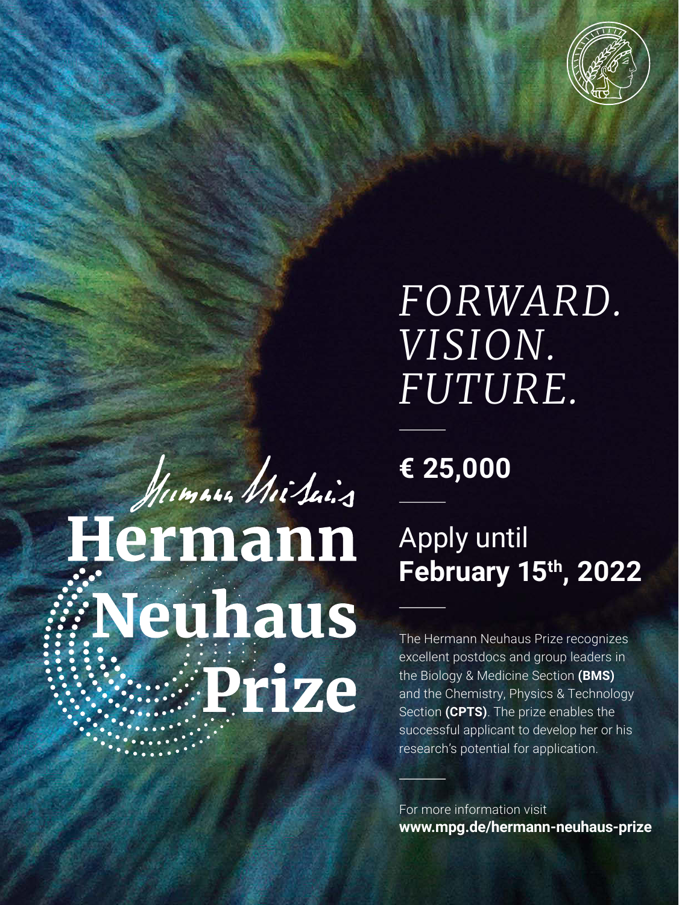# Hermann Neuhaus Prize

*FORWARD. VISION. FUTURE.*

**€ 25,000**

Apply until
**February 15th, 2022**

The Hermann Neuhaus Prize recognizes excellent postdocs and group leaders in the Biology & Medicine Section **(BMS)** and the Chemistry, Physics & Technology Section **(CPTS)**. The prize enables the successful applicant to develop her or his research's potential for application.

For more information visit
**www.mpg.de/hermann-neuhaus-prize**